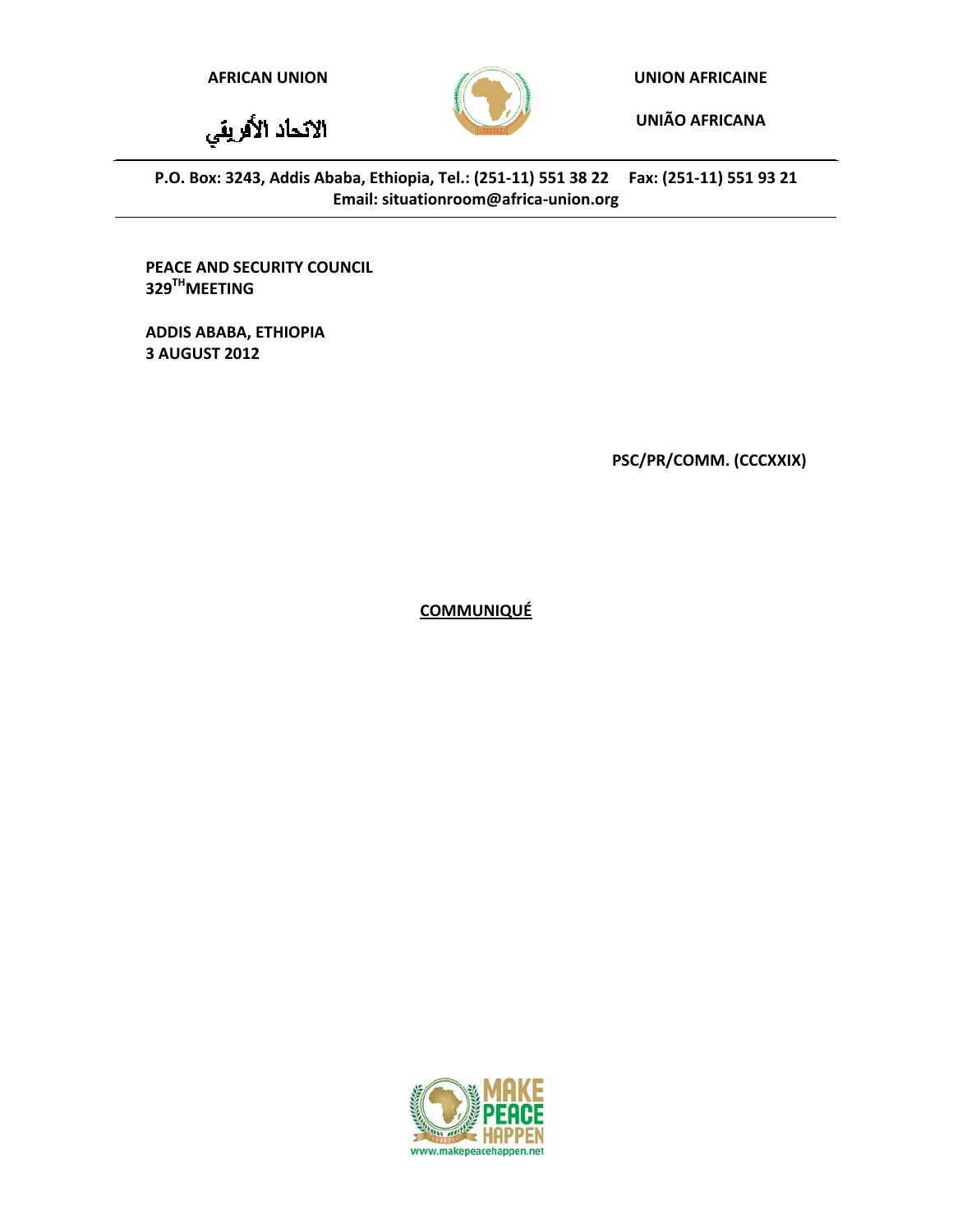**AFRICAN UNION**

الاتحاد الأفريقي

**UNION AFRICAINE**

**UNIÃO AFRICANA**

**P.O. Box: 3243, Addis Ababa, Ethiopia, Tel.: (251-11) 551 38 22 Fax: (251-11) 551 93 21**
**Email: situationroom@africa-union.org**

**PEACE AND SECURITY COUNCIL**
**329TH MEETING**

**ADDIS ABABA, ETHIOPIA**
**3 AUGUST 2012**

**PSC/PR/COMM. (CCCXXIX)**

# COMMUNIQUÉ

MAKE PEACE HAPPEN

www.makepeacehappen.net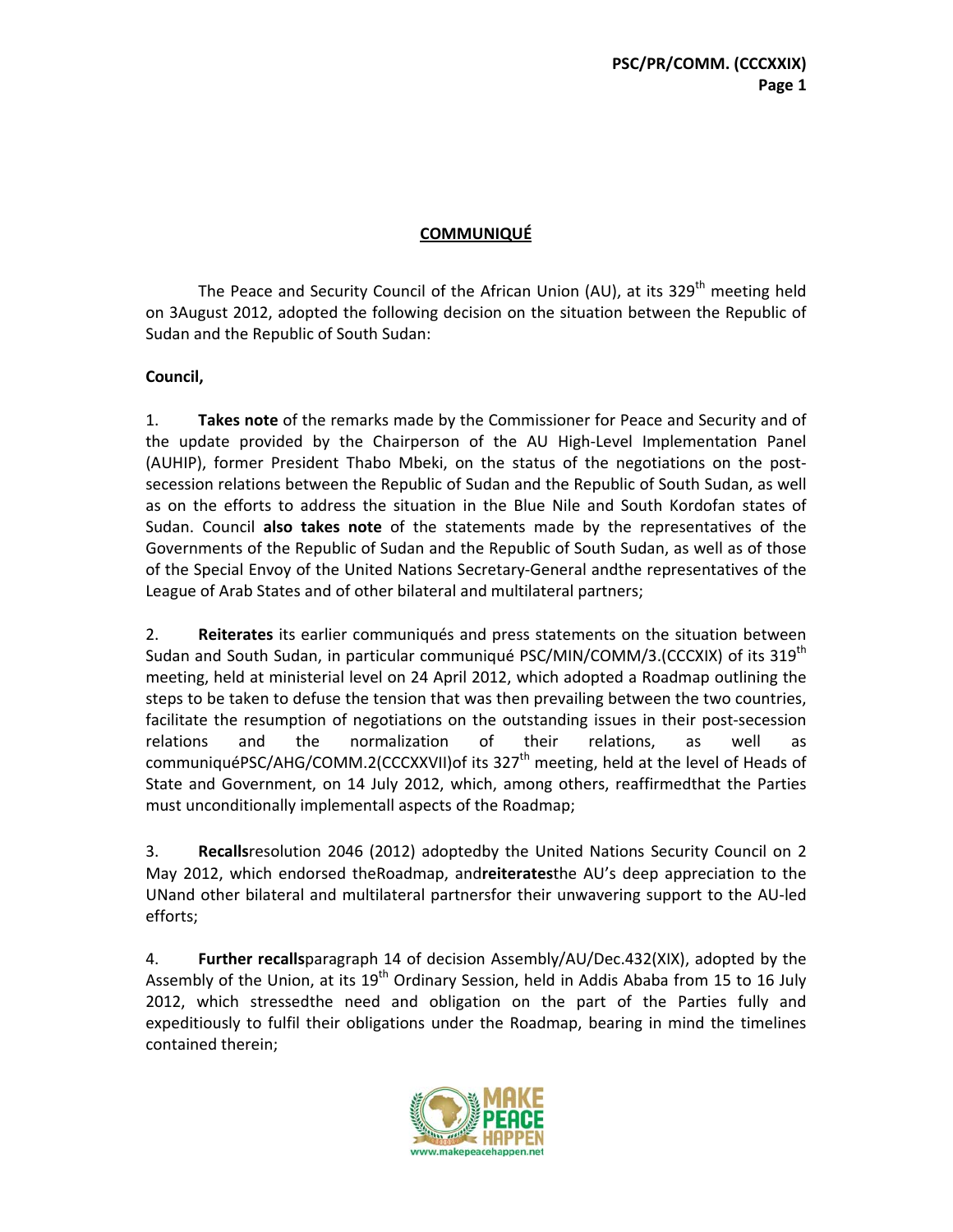## COMMUNIQUÉ

The Peace and Security Council of the African Union (AU), at its 329th meeting held on 3August 2012, adopted the following decision on the situation between the Republic of Sudan and the Republic of South Sudan:

**Council,**

1. **Takes note** of the remarks made by the Commissioner for Peace and Security and of the update provided by the Chairperson of the AU High-Level Implementation Panel (AUHIP), former President Thabo Mbeki, on the status of the negotiations on the post-secession relations between the Republic of Sudan and the Republic of South Sudan, as well as on the efforts to address the situation in the Blue Nile and South Kordofan states of Sudan. Council **also takes note** of the statements made by the representatives of the Governments of the Republic of Sudan and the Republic of South Sudan, as well as of those of the Special Envoy of the United Nations Secretary-General andthe representatives of the League of Arab States and of other bilateral and multilateral partners;

2. **Reiterates** its earlier communiqués and press statements on the situation between Sudan and South Sudan, in particular communiqué PSC/MIN/COMM/3.(CCCXIX) of its 319th meeting, held at ministerial level on 24 April 2012, which adopted a Roadmap outlining the steps to be taken to defuse the tension that was then prevailing between the two countries, facilitate the resumption of negotiations on the outstanding issues in their post-secession relations and the normalization of their relations, as well as communiquéPSC/AHG/COMM.2(CCCXXVII)of its 327th meeting, held at the level of Heads of State and Government, on 14 July 2012, which, among others, reaffirmedthat the Parties must unconditionally implementall aspects of the Roadmap;

3. **Recalls**resolution 2046 (2012) adoptedby the United Nations Security Council on 2 May 2012, which endorsed theRoadmap, and**reiterates**the AU's deep appreciation to the UNand other bilateral and multilateral partnersfor their unwavering support to the AU-led efforts;

4. **Further recalls**paragraph 14 of decision Assembly/AU/Dec.432(XIX), adopted by the Assembly of the Union, at its 19th Ordinary Session, held in Addis Ababa from 15 to 16 July 2012, which stressedthe need and obligation on the part of the Parties fully and expeditiously to fulfil their obligations under the Roadmap, bearing in mind the timelines contained therein;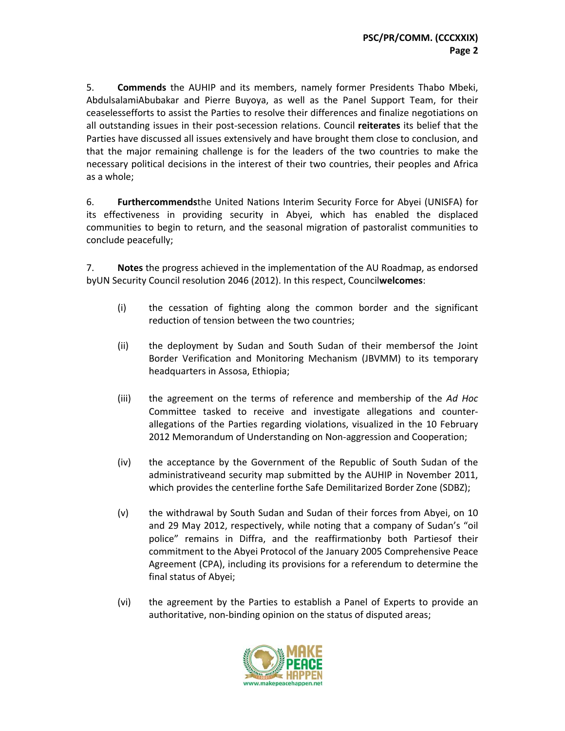5. **Commends** the AUHIP and its members, namely former Presidents Thabo Mbeki, AbdulsalamiAbubakar and Pierre Buyoya, as well as the Panel Support Team, for their ceaselessefforts to assist the Parties to resolve their differences and finalize negotiations on all outstanding issues in their post-secession relations. Council **reiterates** its belief that the Parties have discussed all issues extensively and have brought them close to conclusion, and that the major remaining challenge is for the leaders of the two countries to make the necessary political decisions in the interest of their two countries, their peoples and Africa as a whole;

6. **Furthercommends**the United Nations Interim Security Force for Abyei (UNISFA) for its effectiveness in providing security in Abyei, which has enabled the displaced communities to begin to return, and the seasonal migration of pastoralist communities to conclude peacefully;

7. **Notes** the progress achieved in the implementation of the AU Roadmap, as endorsed byUN Security Council resolution 2046 (2012). In this respect, Council**welcomes**:

(i) the cessation of fighting along the common border and the significant reduction of tension between the two countries;

(ii) the deployment by Sudan and South Sudan of their membersof the Joint Border Verification and Monitoring Mechanism (JBVMM) to its temporary headquarters in Assosa, Ethiopia;

(iii) the agreement on the terms of reference and membership of the *Ad Hoc* Committee tasked to receive and investigate allegations and counter-allegations of the Parties regarding violations, visualized in the 10 February 2012 Memorandum of Understanding on Non-aggression and Cooperation;

(iv) the acceptance by the Government of the Republic of South Sudan of the administrativeand security map submitted by the AUHIP in November 2011, which provides the centerline forthe Safe Demilitarized Border Zone (SDBZ);

(v) the withdrawal by South Sudan and Sudan of their forces from Abyei, on 10 and 29 May 2012, respectively, while noting that a company of Sudan's "oil police" remains in Diffra, and the reaffirmationby both Partiesof their commitment to the Abyei Protocol of the January 2005 Comprehensive Peace Agreement (CPA), including its provisions for a referendum to determine the final status of Abyei;

(vi) the agreement by the Parties to establish a Panel of Experts to provide an authoritative, non-binding opinion on the status of disputed areas;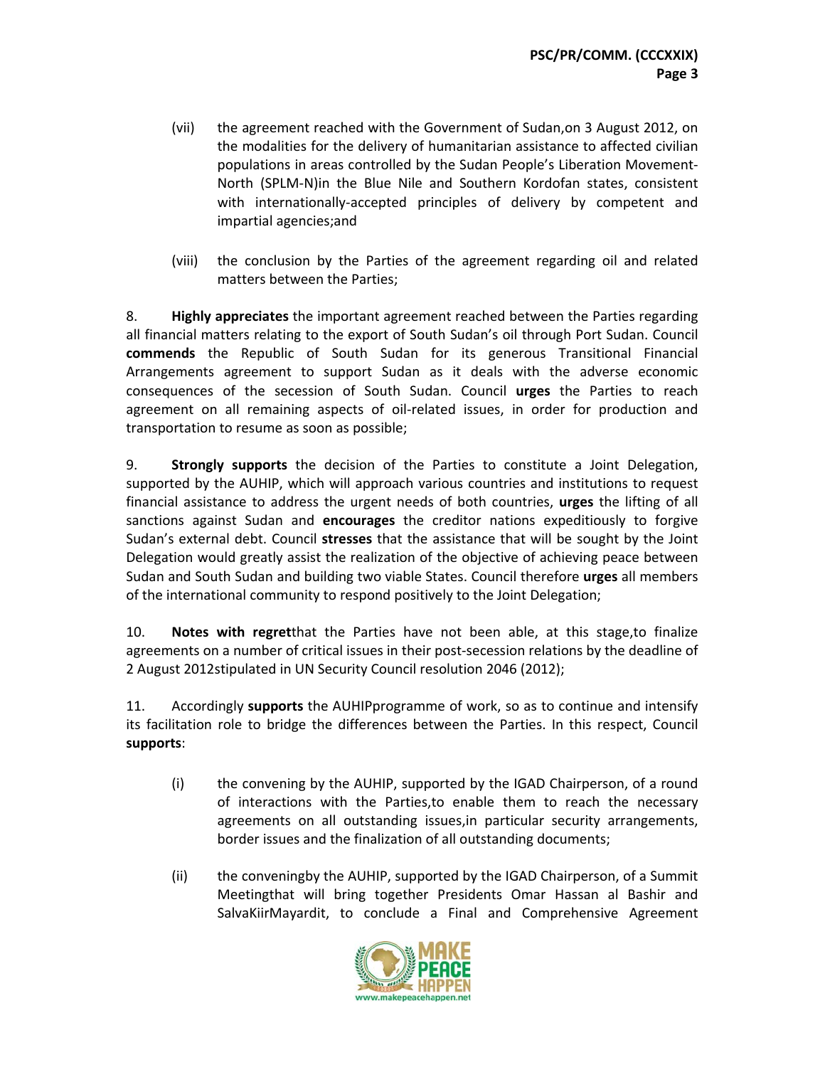(vii) the agreement reached with the Government of Sudan,on 3 August 2012, on the modalities for the delivery of humanitarian assistance to affected civilian populations in areas controlled by the Sudan People's Liberation Movement-North (SPLM-N)in the Blue Nile and Southern Kordofan states, consistent with internationally-accepted principles of delivery by competent and impartial agencies;and

(viii) the conclusion by the Parties of the agreement regarding oil and related matters between the Parties;

8. **Highly appreciates** the important agreement reached between the Parties regarding all financial matters relating to the export of South Sudan's oil through Port Sudan. Council **commends** the Republic of South Sudan for its generous Transitional Financial Arrangements agreement to support Sudan as it deals with the adverse economic consequences of the secession of South Sudan. Council **urges** the Parties to reach agreement on all remaining aspects of oil-related issues, in order for production and transportation to resume as soon as possible;

9. **Strongly supports** the decision of the Parties to constitute a Joint Delegation, supported by the AUHIP, which will approach various countries and institutions to request financial assistance to address the urgent needs of both countries, **urges** the lifting of all sanctions against Sudan and **encourages** the creditor nations expeditiously to forgive Sudan's external debt. Council **stresses** that the assistance that will be sought by the Joint Delegation would greatly assist the realization of the objective of achieving peace between Sudan and South Sudan and building two viable States. Council therefore **urges** all members of the international community to respond positively to the Joint Delegation;

10. **Notes with regret**that the Parties have not been able, at this stage,to finalize agreements on a number of critical issues in their post-secession relations by the deadline of 2 August 2012stipulated in UN Security Council resolution 2046 (2012);

11. Accordingly **supports** the AUHIPprogramme of work, so as to continue and intensify its facilitation role to bridge the differences between the Parties. In this respect, Council **supports**:

(i) the convening by the AUHIP, supported by the IGAD Chairperson, of a round of interactions with the Parties,to enable them to reach the necessary agreements on all outstanding issues,in particular security arrangements, border issues and the finalization of all outstanding documents;

(ii) the conveningby the AUHIP, supported by the IGAD Chairperson, of a Summit Meetingthat will bring together Presidents Omar Hassan al Bashir and SalvaKiirMayardit, to conclude a Final and Comprehensive Agreement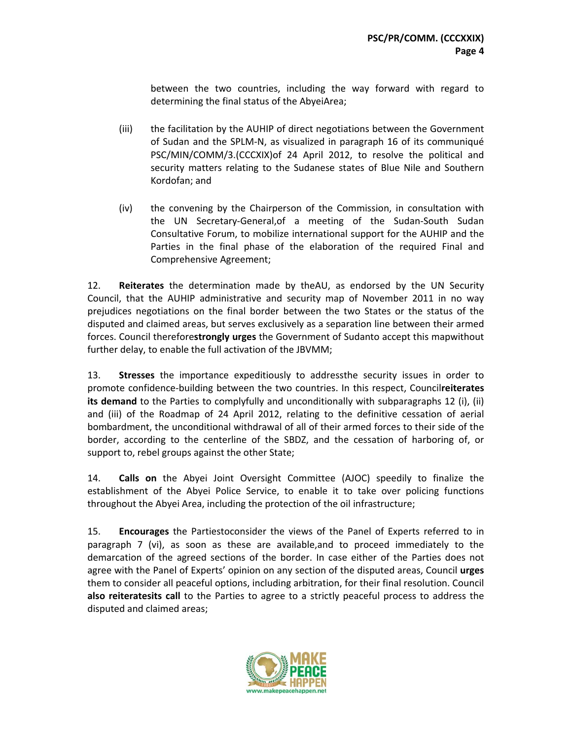between the two countries, including the way forward with regard to determining the final status of the AbyeiArea;

(iii) the facilitation by the AUHIP of direct negotiations between the Government of Sudan and the SPLM-N, as visualized in paragraph 16 of its communiqué PSC/MIN/COMM/3.(CCCXIX)of 24 April 2012, to resolve the political and security matters relating to the Sudanese states of Blue Nile and Southern Kordofan; and

(iv) the convening by the Chairperson of the Commission, in consultation with the UN Secretary-General,of a meeting of the Sudan-South Sudan Consultative Forum, to mobilize international support for the AUHIP and the Parties in the final phase of the elaboration of the required Final and Comprehensive Agreement;

12. **Reiterates** the determination made by theAU, as endorsed by the UN Security Council, that the AUHIP administrative and security map of November 2011 in no way prejudices negotiations on the final border between the two States or the status of the disputed and claimed areas, but serves exclusively as a separation line between their armed forces. Council therefore**strongly urges** the Government of Sudanto accept this mapwithout further delay, to enable the full activation of the JBVMM;

13. **Stresses** the importance expeditiously to addressthe security issues in order to promote confidence-building between the two countries. In this respect, Council**reiterates its demand** to the Parties to complyfully and unconditionally with subparagraphs 12 (i), (ii) and (iii) of the Roadmap of 24 April 2012, relating to the definitive cessation of aerial bombardment, the unconditional withdrawal of all of their armed forces to their side of the border, according to the centerline of the SBDZ, and the cessation of harboring of, or support to, rebel groups against the other State;

14. **Calls on** the Abyei Joint Oversight Committee (AJOC) speedily to finalize the establishment of the Abyei Police Service, to enable it to take over policing functions throughout the Abyei Area, including the protection of the oil infrastructure;

15. **Encourages** the Partiestoconsider the views of the Panel of Experts referred to in paragraph 7 (vi), as soon as these are available,and to proceed immediately to the demarcation of the agreed sections of the border. In case either of the Parties does not agree with the Panel of Experts' opinion on any section of the disputed areas, Council **urges** them to consider all peaceful options, including arbitration, for their final resolution. Council **also reiteratesits call** to the Parties to agree to a strictly peaceful process to address the disputed and claimed areas;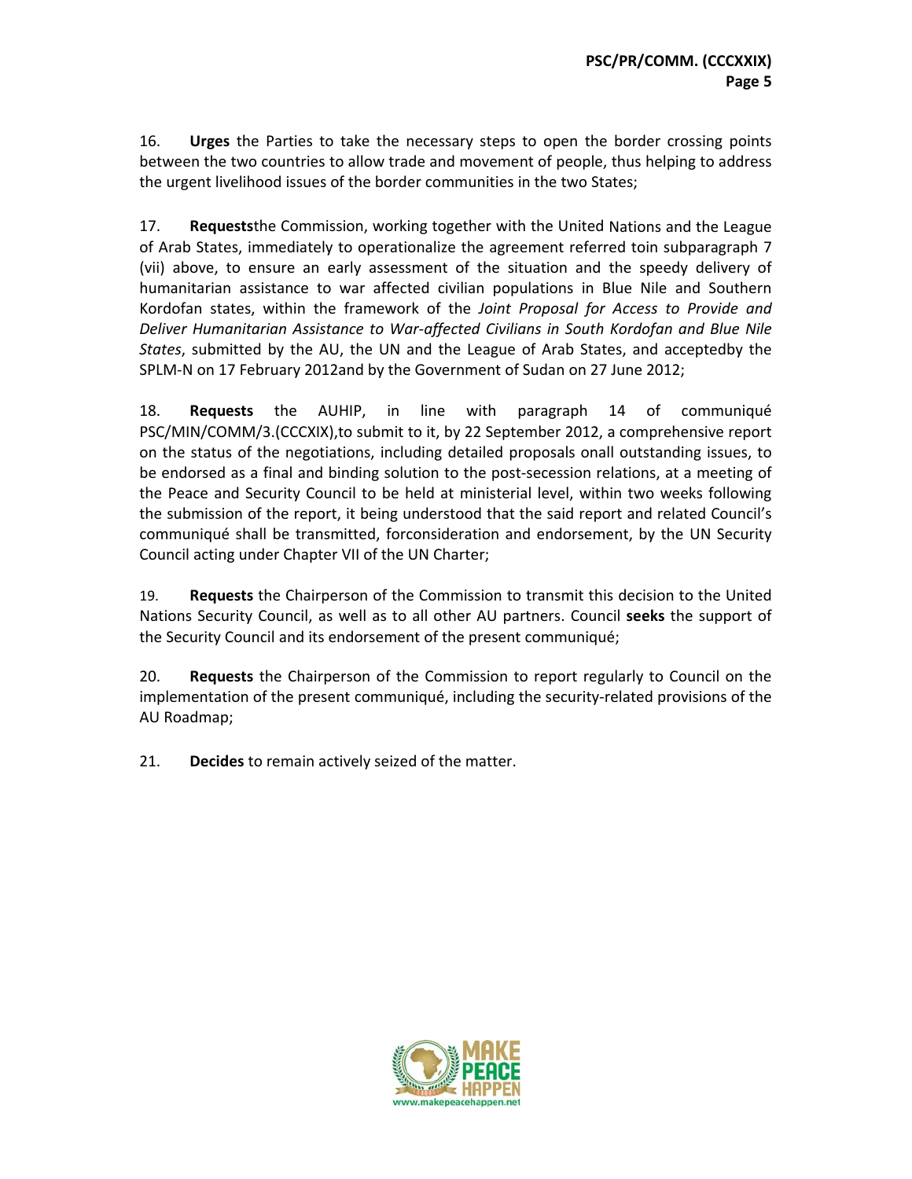16. **Urges** the Parties to take the necessary steps to open the border crossing points between the two countries to allow trade and movement of people, thus helping to address the urgent livelihood issues of the border communities in the two States;

17. **Requests**the Commission, working together with the United Nations and the League of Arab States, immediately to operationalize the agreement referred toin subparagraph 7 (vii) above, to ensure an early assessment of the situation and the speedy delivery of humanitarian assistance to war affected civilian populations in Blue Nile and Southern Kordofan states, within the framework of the *Joint Proposal for Access to Provide and Deliver Humanitarian Assistance to War-affected Civilians in South Kordofan and Blue Nile States*, submitted by the AU, the UN and the League of Arab States, and acceptedby the SPLM-N on 17 February 2012and by the Government of Sudan on 27 June 2012;

18. **Requests** the AUHIP, in line with paragraph 14 of communiqué PSC/MIN/COMM/3.(CCCXIX),to submit to it, by 22 September 2012, a comprehensive report on the status of the negotiations, including detailed proposals onall outstanding issues, to be endorsed as a final and binding solution to the post-secession relations, at a meeting of the Peace and Security Council to be held at ministerial level, within two weeks following the submission of the report, it being understood that the said report and related Council's communiqué shall be transmitted, forconsideration and endorsement, by the UN Security Council acting under Chapter VII of the UN Charter;

19. **Requests** the Chairperson of the Commission to transmit this decision to the United Nations Security Council, as well as to all other AU partners. Council **seeks** the support of the Security Council and its endorsement of the present communiqué;

20. **Requests** the Chairperson of the Commission to report regularly to Council on the implementation of the present communiqué, including the security-related provisions of the AU Roadmap;

21. **Decides** to remain actively seized of the matter.